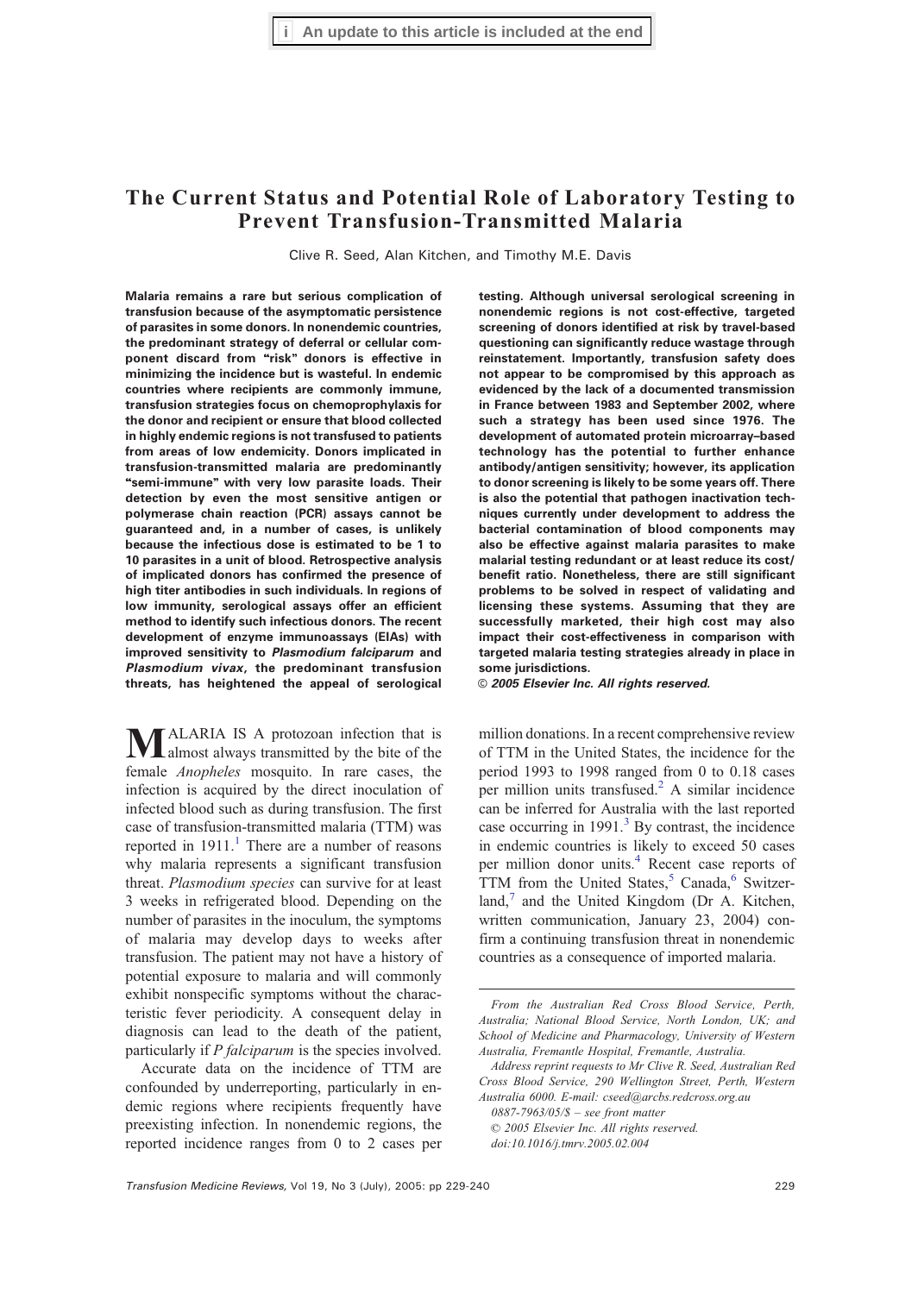An update to this article is included at the end

# The Current Status and Potential Role of Laboratory Testing to Prevent Transfusion-Transmitted Malaria

Clive R. Seed, Alan Kitchen, and Timothy M.E. Davis

**Malaria remains a rare but serious complication of transfusion because of the asymptomatic persistence of parasites in some donors. In nonendemic countries, the predominant strategy of deferral or cellular component discard from "risk" donors is effective in minimizing the incidence but is wasteful. In endemic countries where recipients are commonly immune, transfusion strategies focus on chemoprophylaxis for the donor and recipient or ensure that blood collected in highly endemic regions is not transfused to patients from areas of low endemicity. Donors implicated in transfusion-transmitted malaria are predominantly "semi-immune" with very low parasite loads. Their detection by even the most sensitive antigen or polymerase chain reaction (PCR) assays cannot be guaranteed and, in a number of cases, is unlikely because the infectious dose is estimated to be 1 to 10 parasites in a unit of blood. Retrospective analysis of implicated donors has confirmed the presence of high titer antibodies in such individuals. In regions of low immunity, serological assays offer an efficient method to identify such infectious donors. The recent development of enzyme immunoassays (EIAs) with improved sensitivity to *Plasmodium falciparum* and *Plasmodium vivax*, the predominant transfusion threats, has heightened the appeal of serological testing. Although universal serological screening in nonendemic regions is not cost-effective, targeted screening of donors identified at risk by travel-based questioning can significantly reduce wastage through reinstatement. Importantly, transfusion safety does not appear to be compromised by this approach as evidenced by the lack of a documented transmission in France between 1983 and September 2002, where such a strategy has been used since 1976. The development of automated protein microarray–based technology has the potential to further enhance antibody/antigen sensitivity; however, its application to donor screening is likely to be some years off. There is also the potential that pathogen inactivation techniques currently under development to address the bacterial contamination of blood components may also be effective against malaria parasites to make malarial testing redundant or at least reduce its cost/benefit ratio. Nonetheless, there are still significant problems to be solved in respect of validating and licensing these systems. Assuming that they are successfully marketed, their high cost may also impact their cost-effectiveness in comparison with targeted malaria testing strategies already in place in some jurisdictions.**

***© 2005 Elsevier Inc. All rights reserved.***

MALARIA IS A protozoan infection that is almost always transmitted by the bite of the female *Anopheles* mosquito. In rare cases, the infection is acquired by the direct inoculation of infected blood such as during transfusion. The first case of transfusion-transmitted malaria (TTM) was reported in 1911.[1] There are a number of reasons why malaria represents a significant transfusion threat. *Plasmodium species* can survive for at least 3 weeks in refrigerated blood. Depending on the number of parasites in the inoculum, the symptoms of malaria may develop days to weeks after transfusion. The patient may not have a history of potential exposure to malaria and will commonly exhibit nonspecific symptoms without the characteristic fever periodicity. A consequent delay in diagnosis can lead to the death of the patient, particularly if *P falciparum* is the species involved.

Accurate data on the incidence of TTM are confounded by underreporting, particularly in endemic regions where recipients frequently have preexisting infection. In nonendemic regions, the reported incidence ranges from 0 to 2 cases per million donations. In a recent comprehensive review of TTM in the United States, the incidence for the period 1993 to 1998 ranged from 0 to 0.18 cases per million units transfused.[2] A similar incidence can be inferred for Australia with the last reported case occurring in 1991.[3] By contrast, the incidence in endemic countries is likely to exceed 50 cases per million donor units.[4] Recent case reports of TTM from the United States,[5] Canada,[6] Switzerland,[7] and the United Kingdom (Dr A. Kitchen, written communication, January 23, 2004) confirm a continuing transfusion threat in nonendemic countries as a consequence of imported malaria.

*From the Australian Red Cross Blood Service, Perth, Australia; National Blood Service, North London, UK; and School of Medicine and Pharmacology, University of Western Australia, Fremantle Hospital, Fremantle, Australia.*

*Address reprint requests to Mr Clive R. Seed, Australian Red Cross Blood Service, 290 Wellington Street, Perth, Western Australia 6000. E-mail: cseed@arcbs.redcross.org.au*

*0887-7963/05/$ – see front matter*

*© 2005 Elsevier Inc. All rights reserved.*

*doi:10.1016/j.tmrv.2005.02.004*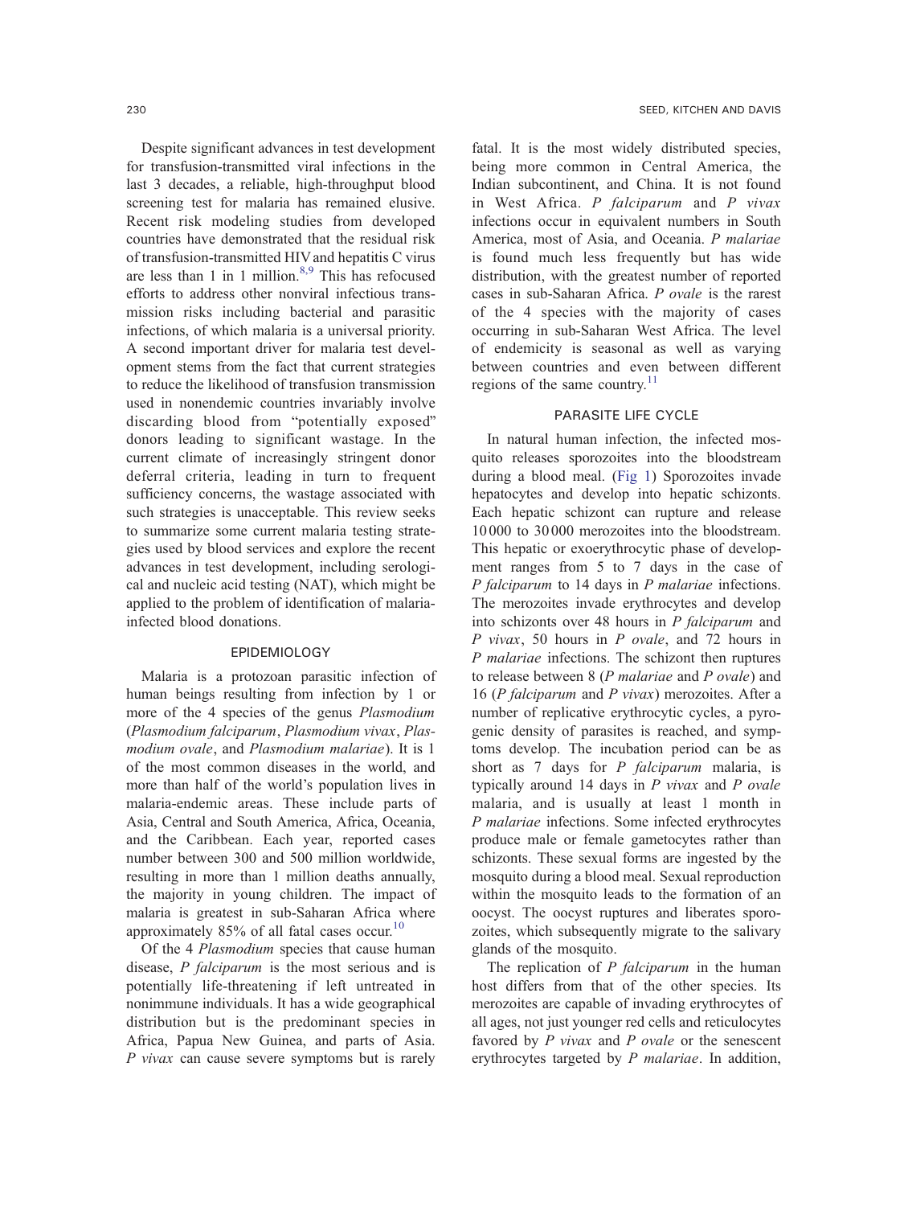Despite significant advances in test development for transfusion-transmitted viral infections in the last 3 decades, a reliable, high-throughput blood screening test for malaria has remained elusive. Recent risk modeling studies from developed countries have demonstrated that the residual risk of transfusion-transmitted HIV and hepatitis C virus are less than 1 in 1 million.[8,9] This has refocused efforts to address other nonviral infectious transmission risks including bacterial and parasitic infections, of which malaria is a universal priority. A second important driver for malaria test development stems from the fact that current strategies to reduce the likelihood of transfusion transmission used in nonendemic countries invariably involve discarding blood from "potentially exposed" donors leading to significant wastage. In the current climate of increasingly stringent donor deferral criteria, leading in turn to frequent sufficiency concerns, the wastage associated with such strategies is unacceptable. This review seeks to summarize some current malaria testing strategies used by blood services and explore the recent advances in test development, including serological and nucleic acid testing (NAT), which might be applied to the problem of identification of malaria-infected blood donations.

## EPIDEMIOLOGY

Malaria is a protozoan parasitic infection of human beings resulting from infection by 1 or more of the 4 species of the genus *Plasmodium* (*Plasmodium falciparum*, *Plasmodium vivax*, *Plasmodium ovale*, and *Plasmodium malariae*). It is 1 of the most common diseases in the world, and more than half of the world's population lives in malaria-endemic areas. These include parts of Asia, Central and South America, Africa, Oceania, and the Caribbean. Each year, reported cases number between 300 and 500 million worldwide, resulting in more than 1 million deaths annually, the majority in young children. The impact of malaria is greatest in sub-Saharan Africa where approximately 85% of all fatal cases occur.[10]

Of the 4 *Plasmodium* species that cause human disease, *P falciparum* is the most serious and is potentially life-threatening if left untreated in nonimmune individuals. It has a wide geographical distribution but is the predominant species in Africa, Papua New Guinea, and parts of Asia. *P vivax* can cause severe symptoms but is rarely fatal. It is the most widely distributed species, being more common in Central America, the Indian subcontinent, and China. It is not found in West Africa. *P falciparum* and *P vivax* infections occur in equivalent numbers in South America, most of Asia, and Oceania. *P malariae* is found much less frequently but has wide distribution, with the greatest number of reported cases in sub-Saharan Africa. *P ovale* is the rarest of the 4 species with the majority of cases occurring in sub-Saharan West Africa. The level of endemicity is seasonal as well as varying between countries and even between different regions of the same country.[11]

## PARASITE LIFE CYCLE

In natural human infection, the infected mosquito releases sporozoites into the bloodstream during a blood meal. (Fig 1) Sporozoites invade hepatocytes and develop into hepatic schizonts. Each hepatic schizont can rupture and release 10 000 to 30 000 merozoites into the bloodstream. This hepatic or exoerythrocytic phase of development ranges from 5 to 7 days in the case of *P falciparum* to 14 days in *P malariae* infections. The merozoites invade erythrocytes and develop into schizonts over 48 hours in *P falciparum* and *P vivax*, 50 hours in *P ovale*, and 72 hours in *P malariae* infections. The schizont then ruptures to release between 8 (*P malariae* and *P ovale*) and 16 (*P falciparum* and *P vivax*) merozoites. After a number of replicative erythrocytic cycles, a pyrogenic density of parasites is reached, and symptoms develop. The incubation period can be as short as 7 days for *P falciparum* malaria, is typically around 14 days in *P vivax* and *P ovale* malaria, and is usually at least 1 month in *P malariae* infections. Some infected erythrocytes produce male or female gametocytes rather than schizonts. These sexual forms are ingested by the mosquito during a blood meal. Sexual reproduction within the mosquito leads to the formation of an oocyst. The oocyst ruptures and liberates sporozoites, which subsequently migrate to the salivary glands of the mosquito.

The replication of *P falciparum* in the human host differs from that of the other species. Its merozoites are capable of invading erythrocytes of all ages, not just younger red cells and reticulocytes favored by *P vivax* and *P ovale* or the senescent erythrocytes targeted by *P malariae*. In addition,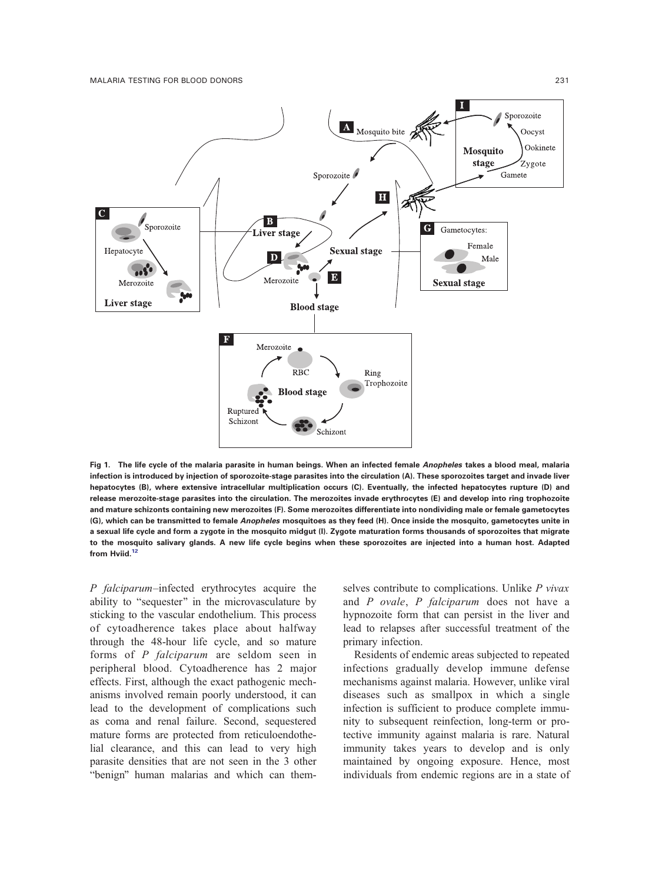Fig 1. The life cycle of the malaria parasite in human beings. When an infected female *Anopheles* takes a blood meal, malaria infection is introduced by injection of sporozoite-stage parasites into the circulation (A). These sporozoites target and invade liver hepatocytes (B), where extensive intracellular multiplication occurs (C). Eventually, the infected hepatocytes rupture (D) and release merozoite-stage parasites into the circulation. The merozoites invade erythrocytes (E) and develop into ring trophozoite and mature schizonts containing new merozoites (F). Some merozoites differentiate into nondividing male or female gametocytes (G), which can be transmitted to female *Anopheles* mosquitoes as they feed (H). Once inside the mosquito, gametocytes unite in a sexual life cycle and form a zygote in the mosquito midgut (I). Zygote maturation forms thousands of sporozoites that migrate to the mosquito salivary glands. A new life cycle begins when these sporozoites are injected into a human host. Adapted from Hviid.[12]

*P falciparum*–infected erythrocytes acquire the ability to "sequester" in the microvasculature by sticking to the vascular endothelium. This process of cytoadherence takes place about halfway through the 48-hour life cycle, and so mature forms of *P falciparum* are seldom seen in peripheral blood. Cytoadherence has 2 major effects. First, although the exact pathogenic mechanisms involved remain poorly understood, it can lead to the development of complications such as coma and renal failure. Second, sequestered mature forms are protected from reticuloendothelial clearance, and this can lead to very high parasite densities that are not seen in the 3 other "benign" human malarias and which can themselves contribute to complications. Unlike *P vivax* and *P ovale*, *P falciparum* does not have a hypnozoite form that can persist in the liver and lead to relapses after successful treatment of the primary infection.

Residents of endemic areas subjected to repeated infections gradually develop immune defense mechanisms against malaria. However, unlike viral diseases such as smallpox in which a single infection is sufficient to produce complete immunity to subsequent reinfection, long-term or protective immunity against malaria is rare. Natural immunity takes years to develop and is only maintained by ongoing exposure. Hence, most individuals from endemic regions are in a state of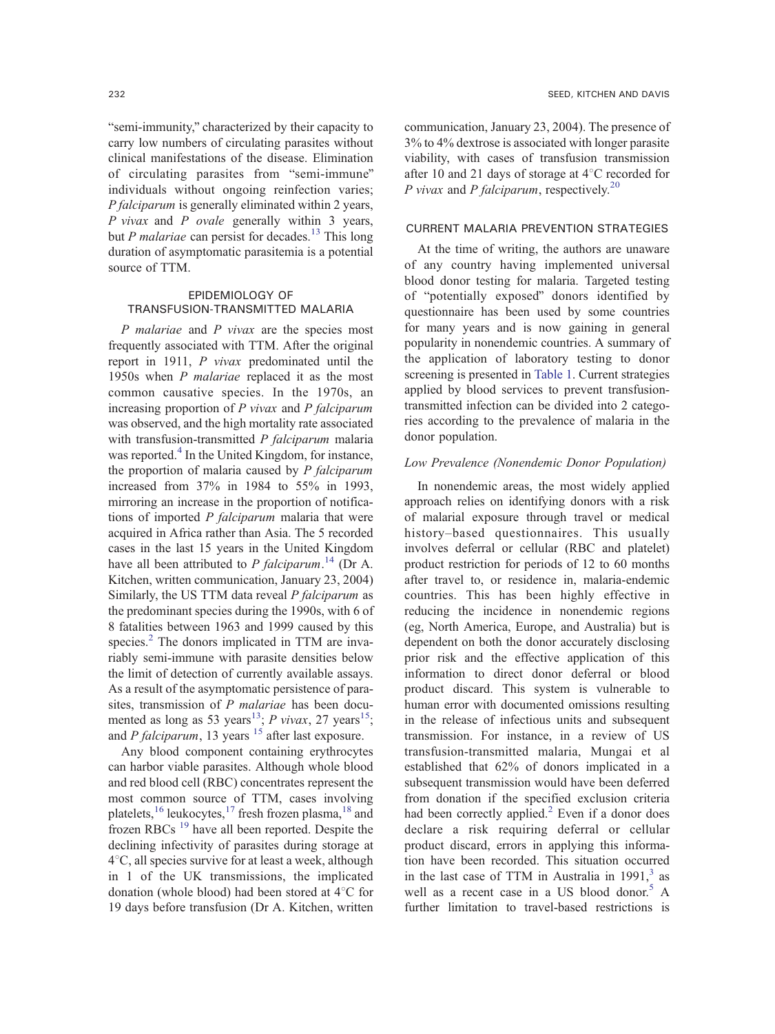"semi-immunity," characterized by their capacity to carry low numbers of circulating parasites without clinical manifestations of the disease. Elimination of circulating parasites from "semi-immune" individuals without ongoing reinfection varies; *P falciparum* is generally eliminated within 2 years, *P vivax* and *P ovale* generally within 3 years, but *P malariae* can persist for decades.[13] This long duration of asymptomatic parasitemia is a potential source of TTM.

## EPIDEMIOLOGY OF TRANSFUSION-TRANSMITTED MALARIA

*P malariae* and *P vivax* are the species most frequently associated with TTM. After the original report in 1911, *P vivax* predominated until the 1950s when *P malariae* replaced it as the most common causative species. In the 1970s, an increasing proportion of *P vivax* and *P falciparum* was observed, and the high mortality rate associated with transfusion-transmitted *P falciparum* malaria was reported.[4] In the United Kingdom, for instance, the proportion of malaria caused by *P falciparum* increased from 37% in 1984 to 55% in 1993, mirroring an increase in the proportion of notifications of imported *P falciparum* malaria that were acquired in Africa rather than Asia. The 5 recorded cases in the last 15 years in the United Kingdom have all been attributed to *P falciparum*.[14] (Dr A. Kitchen, written communication, January 23, 2004) Similarly, the US TTM data reveal *P falciparum* as the predominant species during the 1990s, with 6 of 8 fatalities between 1963 and 1999 caused by this species.[2] The donors implicated in TTM are invariably semi-immune with parasite densities below the limit of detection of currently available assays. As a result of the asymptomatic persistence of parasites, transmission of *P malariae* has been documented as long as 53 years[13]; *P vivax*, 27 years[15]; and *P falciparum*, 13 years [15] after last exposure.

Any blood component containing erythrocytes can harbor viable parasites. Although whole blood and red blood cell (RBC) concentrates represent the most common source of TTM, cases involving platelets,[16] leukocytes,[17] fresh frozen plasma,[18] and frozen RBCs [19] have all been reported. Despite the declining infectivity of parasites during storage at 4°C, all species survive for at least a week, although in 1 of the UK transmissions, the implicated donation (whole blood) had been stored at 4°C for 19 days before transfusion (Dr A. Kitchen, written communication, January 23, 2004). The presence of 3% to 4% dextrose is associated with longer parasite viability, with cases of transfusion transmission after 10 and 21 days of storage at 4°C recorded for *P vivax* and *P falciparum*, respectively.[20]

## CURRENT MALARIA PREVENTION STRATEGIES

At the time of writing, the authors are unaware of any country having implemented universal blood donor testing for malaria. Targeted testing of "potentially exposed" donors identified by questionnaire has been used by some countries for many years and is now gaining in general popularity in nonendemic countries. A summary of the application of laboratory testing to donor screening is presented in Table 1. Current strategies applied by blood services to prevent transfusion-transmitted infection can be divided into 2 categories according to the prevalence of malaria in the donor population.

### *Low Prevalence (Nonendemic Donor Population)*

In nonendemic areas, the most widely applied approach relies on identifying donors with a risk of malarial exposure through travel or medical history–based questionnaires. This usually involves deferral or cellular (RBC and platelet) product restriction for periods of 12 to 60 months after travel to, or residence in, malaria-endemic countries. This has been highly effective in reducing the incidence in nonendemic regions (eg, North America, Europe, and Australia) but is dependent on both the donor accurately disclosing prior risk and the effective application of this information to direct donor deferral or blood product discard. This system is vulnerable to human error with documented omissions resulting in the release of infectious units and subsequent transmission. For instance, in a review of US transfusion-transmitted malaria, Mungai et al established that 62% of donors implicated in a subsequent transmission would have been deferred from donation if the specified exclusion criteria had been correctly applied.[2] Even if a donor does declare a risk requiring deferral or cellular product discard, errors in applying this information have been recorded. This situation occurred in the last case of TTM in Australia in 1991,[3] as well as a recent case in a US blood donor.[5] A further limitation to travel-based restrictions is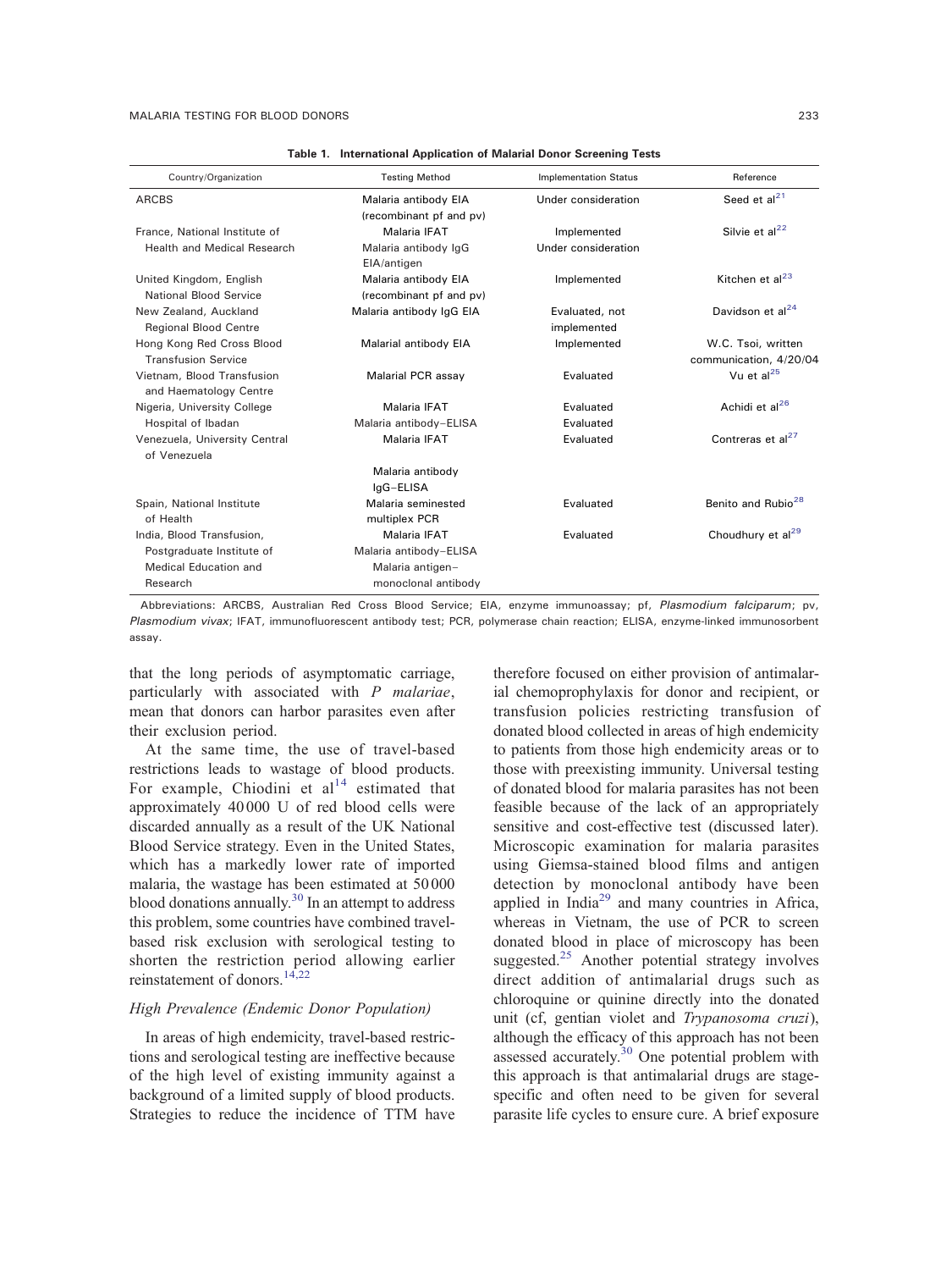**Table 1. International Application of Malarial Donor Screening Tests**

| Country/Organization | Testing Method | Implementation Status | Reference |
|---|---|---|---|
| ARCBS | Malaria antibody EIA (recombinant pf and pv) | Under consideration | Seed et al[21] |
| France, National Institute of Health and Medical Research | Malaria IFAT | Implemented | Silvie et al[22] |
| | Malaria antibody IgG EIA/antigen | Under consideration | |
| United Kingdom, English National Blood Service | Malaria antibody EIA (recombinant pf and pv) | Implemented | Kitchen et al[23] |
| New Zealand, Auckland Regional Blood Centre | Malaria antibody IgG EIA | Evaluated, not implemented | Davidson et al[24] |
| Hong Kong Red Cross Blood Transfusion Service | Malarial antibody EIA | Implemented | W.C. Tsoi, written communication, 4/20/04 |
| Vietnam, Blood Transfusion and Haematology Centre | Malarial PCR assay | Evaluated | Vu et al[25] |
| Nigeria, University College Hospital of Ibadan | Malaria IFAT | Evaluated | Achidi et al[26] |
| | Malaria antibody–ELISA | Evaluated | |
| Venezuela, University Central of Venezuela | Malaria IFAT | Evaluated | Contreras et al[27] |
| | Malaria antibody IgG–ELISA | | |
| Spain, National Institute of Health | Malaria seminested multiplex PCR | Evaluated | Benito and Rubio[28] |
| India, Blood Transfusion, Postgraduate Institute of Medical Education and Research | Malaria IFAT | Evaluated | Choudhury et al[29] |
| | Malaria antibody–ELISA | | |
| | Malaria antigen–monoclonal antibody | | |

Abbreviations: ARCBS, Australian Red Cross Blood Service; EIA, enzyme immunoassay; pf, *Plasmodium falciparum*; pv, *Plasmodium vivax*; IFAT, immunofluorescent antibody test; PCR, polymerase chain reaction; ELISA, enzyme-linked immunosorbent assay.

that the long periods of asymptomatic carriage, particularly with associated with *P malariae*, mean that donors can harbor parasites even after their exclusion period.

At the same time, the use of travel-based restrictions leads to wastage of blood products. For example, Chiodini et al[14] estimated that approximately 40 000 U of red blood cells were discarded annually as a result of the UK National Blood Service strategy. Even in the United States, which has a markedly lower rate of imported malaria, the wastage has been estimated at 50 000 blood donations annually.[30] In an attempt to address this problem, some countries have combined travel-based risk exclusion with serological testing to shorten the restriction period allowing earlier reinstatement of donors.[14,22]

### *High Prevalence (Endemic Donor Population)*

In areas of high endemicity, travel-based restrictions and serological testing are ineffective because of the high level of existing immunity against a background of a limited supply of blood products. Strategies to reduce the incidence of TTM have therefore focused on either provision of antimalarial chemoprophylaxis for donor and recipient, or transfusion policies restricting transfusion of donated blood collected in areas of high endemicity to patients from those high endemicity areas or to those with preexisting immunity. Universal testing of donated blood for malaria parasites has not been feasible because of the lack of an appropriately sensitive and cost-effective test (discussed later). Microscopic examination for malaria parasites using Giemsa-stained blood films and antigen detection by monoclonal antibody have been applied in India[29] and many countries in Africa, whereas in Vietnam, the use of PCR to screen donated blood in place of microscopy has been suggested.[25] Another potential strategy involves direct addition of antimalarial drugs such as chloroquine or quinine directly into the donated unit (cf, gentian violet and *Trypanosoma cruzi*), although the efficacy of this approach has not been assessed accurately.[30] One potential problem with this approach is that antimalarial drugs are stage-specific and often need to be given for several parasite life cycles to ensure cure. A brief exposure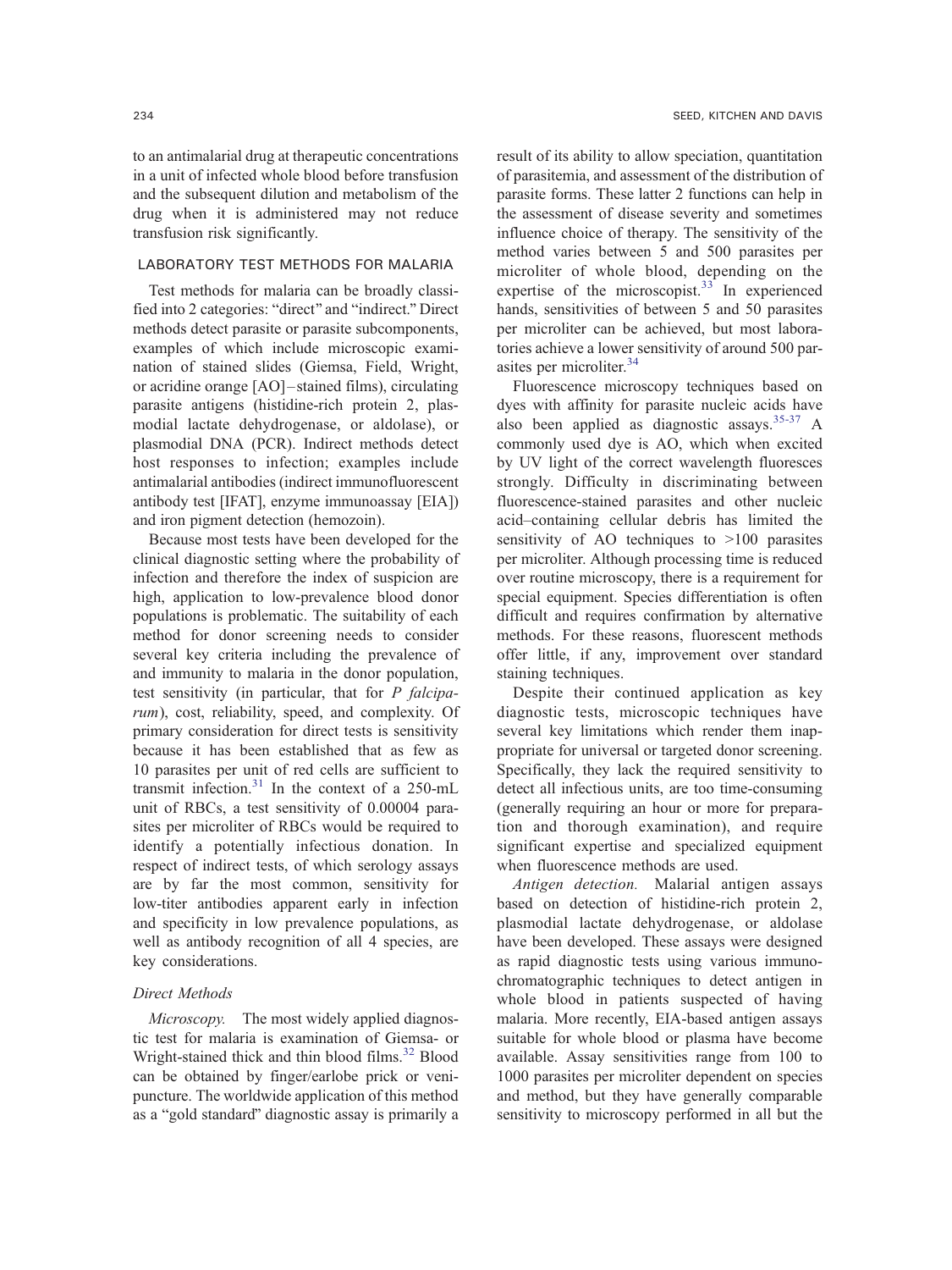to an antimalarial drug at therapeutic concentrations in a unit of infected whole blood before transfusion and the subsequent dilution and metabolism of the drug when it is administered may not reduce transfusion risk significantly.

## LABORATORY TEST METHODS FOR MALARIA

Test methods for malaria can be broadly classified into 2 categories: "direct" and "indirect." Direct methods detect parasite or parasite subcomponents, examples of which include microscopic examination of stained slides (Giemsa, Field, Wright, or acridine orange [AO]–stained films), circulating parasite antigens (histidine-rich protein 2, plasmodial lactate dehydrogenase, or aldolase), or plasmodial DNA (PCR). Indirect methods detect host responses to infection; examples include antimalarial antibodies (indirect immunofluorescent antibody test [IFAT], enzyme immunoassay [EIA]) and iron pigment detection (hemozoin).

Because most tests have been developed for the clinical diagnostic setting where the probability of infection and therefore the index of suspicion are high, application to low-prevalence blood donor populations is problematic. The suitability of each method for donor screening needs to consider several key criteria including the prevalence of and immunity to malaria in the donor population, test sensitivity (in particular, that for *P falciparum*), cost, reliability, speed, and complexity. Of primary consideration for direct tests is sensitivity because it has been established that as few as 10 parasites per unit of red cells are sufficient to transmit infection.[31] In the context of a 250-mL unit of RBCs, a test sensitivity of 0.00004 parasites per microliter of RBCs would be required to identify a potentially infectious donation. In respect of indirect tests, of which serology assays are by far the most common, sensitivity for low-titer antibodies apparent early in infection and specificity in low prevalence populations, as well as antibody recognition of all 4 species, are key considerations.

### Direct Methods

*Microscopy.* The most widely applied diagnostic test for malaria is examination of Giemsa- or Wright-stained thick and thin blood films.[32] Blood can be obtained by finger/earlobe prick or venipuncture. The worldwide application of this method as a "gold standard" diagnostic assay is primarily a result of its ability to allow speciation, quantitation of parasitemia, and assessment of the distribution of parasite forms. These latter 2 functions can help in the assessment of disease severity and sometimes influence choice of therapy. The sensitivity of the method varies between 5 and 500 parasites per microliter of whole blood, depending on the expertise of the microscopist.[33] In experienced hands, sensitivities of between 5 and 50 parasites per microliter can be achieved, but most laboratories achieve a lower sensitivity of around 500 parasites per microliter.[34]

Fluorescence microscopy techniques based on dyes with affinity for parasite nucleic acids have also been applied as diagnostic assays.[35-37] A commonly used dye is AO, which when excited by UV light of the correct wavelength fluoresces strongly. Difficulty in discriminating between fluorescence-stained parasites and other nucleic acid–containing cellular debris has limited the sensitivity of AO techniques to >100 parasites per microliter. Although processing time is reduced over routine microscopy, there is a requirement for special equipment. Species differentiation is often difficult and requires confirmation by alternative methods. For these reasons, fluorescent methods offer little, if any, improvement over standard staining techniques.

Despite their continued application as key diagnostic tests, microscopic techniques have several key limitations which render them inappropriate for universal or targeted donor screening. Specifically, they lack the required sensitivity to detect all infectious units, are too time-consuming (generally requiring an hour or more for preparation and thorough examination), and require significant expertise and specialized equipment when fluorescence methods are used.

*Antigen detection.* Malarial antigen assays based on detection of histidine-rich protein 2, plasmodial lactate dehydrogenase, or aldolase have been developed. These assays were designed as rapid diagnostic tests using various immunochromatographic techniques to detect antigen in whole blood in patients suspected of having malaria. More recently, EIA-based antigen assays suitable for whole blood or plasma have become available. Assay sensitivities range from 100 to 1000 parasites per microliter dependent on species and method, but they have generally comparable sensitivity to microscopy performed in all but the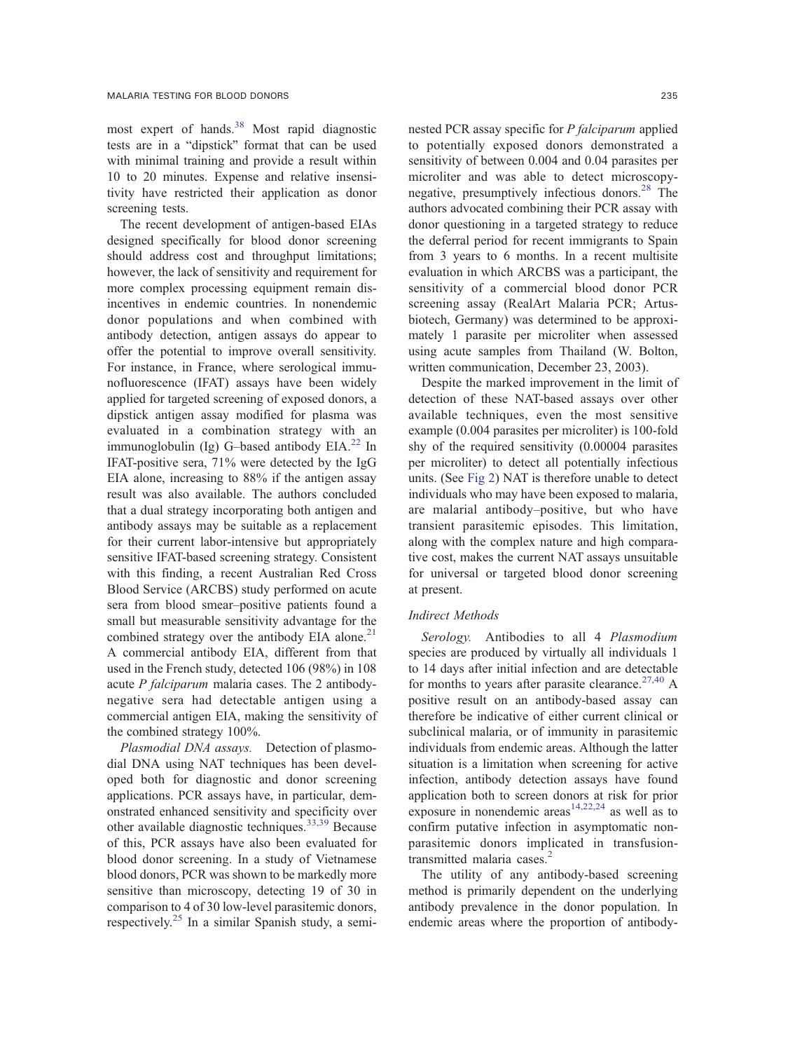most expert of hands.[38] Most rapid diagnostic tests are in a "dipstick" format that can be used with minimal training and provide a result within 10 to 20 minutes. Expense and relative insensitivity have restricted their application as donor screening tests.

The recent development of antigen-based EIAs designed specifically for blood donor screening should address cost and throughput limitations; however, the lack of sensitivity and requirement for more complex processing equipment remain disincentives in endemic countries. In nonendemic donor populations and when combined with antibody detection, antigen assays do appear to offer the potential to improve overall sensitivity. For instance, in France, where serological immunofluorescence (IFAT) assays have been widely applied for targeted screening of exposed donors, a dipstick antigen assay modified for plasma was evaluated in a combination strategy with an immunoglobulin (Ig) G–based antibody EIA.[22] In IFAT-positive sera, 71% were detected by the IgG EIA alone, increasing to 88% if the antigen assay result was also available. The authors concluded that a dual strategy incorporating both antigen and antibody assays may be suitable as a replacement for their current labor-intensive but appropriately sensitive IFAT-based screening strategy. Consistent with this finding, a recent Australian Red Cross Blood Service (ARCBS) study performed on acute sera from blood smear–positive patients found a small but measurable sensitivity advantage for the combined strategy over the antibody EIA alone.[21] A commercial antibody EIA, different from that used in the French study, detected 106 (98%) in 108 acute *P falciparum* malaria cases. The 2 antibody-negative sera had detectable antigen using a commercial antigen EIA, making the sensitivity of the combined strategy 100%.

*Plasmodial DNA assays.* Detection of plasmodial DNA using NAT techniques has been developed both for diagnostic and donor screening applications. PCR assays have, in particular, demonstrated enhanced sensitivity and specificity over other available diagnostic techniques.[33,39] Because of this, PCR assays have also been evaluated for blood donor screening. In a study of Vietnamese blood donors, PCR was shown to be markedly more sensitive than microscopy, detecting 19 of 30 in comparison to 4 of 30 low-level parasitemic donors, respectively.[25] In a similar Spanish study, a semi-nested PCR assay specific for *P falciparum* applied to potentially exposed donors demonstrated a sensitivity of between 0.004 and 0.04 parasites per microliter and was able to detect microscopy-negative, presumptively infectious donors.[28] The authors advocated combining their PCR assay with donor questioning in a targeted strategy to reduce the deferral period for recent immigrants to Spain from 3 years to 6 months. In a recent multisite evaluation in which ARCBS was a participant, the sensitivity of a commercial blood donor PCR screening assay (RealArt Malaria PCR; Artus-biotech, Germany) was determined to be approximately 1 parasite per microliter when assessed using acute samples from Thailand (W. Bolton, written communication, December 23, 2003).

Despite the marked improvement in the limit of detection of these NAT-based assays over other available techniques, even the most sensitive example (0.004 parasites per microliter) is 100-fold shy of the required sensitivity (0.00004 parasites per microliter) to detect all potentially infectious units. (See Fig 2) NAT is therefore unable to detect individuals who may have been exposed to malaria, are malarial antibody–positive, but who have transient parasitemic episodes. This limitation, along with the complex nature and high comparative cost, makes the current NAT assays unsuitable for universal or targeted blood donor screening at present.

### *Indirect Methods*

*Serology.* Antibodies to all 4 *Plasmodium* species are produced by virtually all individuals 1 to 14 days after initial infection and are detectable for months to years after parasite clearance.[27,40] A positive result on an antibody-based assay can therefore be indicative of either current clinical or subclinical malaria, or of immunity in parasitemic individuals from endemic areas. Although the latter situation is a limitation when screening for active infection, antibody detection assays have found application both to screen donors at risk for prior exposure in nonendemic areas[14,22,24] as well as to confirm putative infection in asymptomatic nonparasitemic donors implicated in transfusion-transmitted malaria cases.[2]

The utility of any antibody-based screening method is primarily dependent on the underlying antibody prevalence in the donor population. In endemic areas where the proportion of antibody-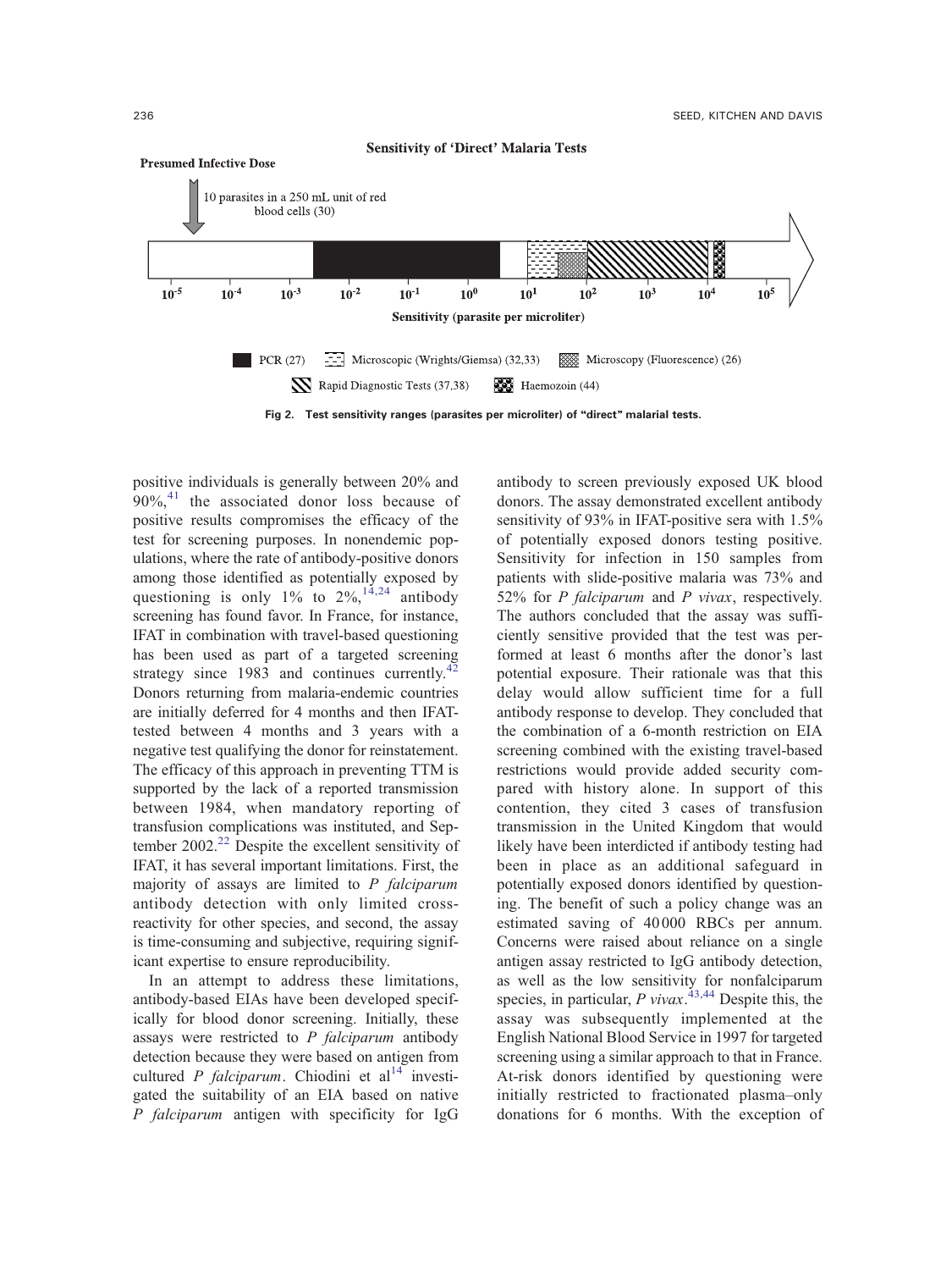Sensitivity of 'Direct' Malaria Tests

Presumed Infective Dose

10 parasites in a 250 mL unit of red blood cells (30)

$10^{-5}$ $10^{-4}$ $10^{-3}$ $10^{-2}$ $10^{-1}$ $10^{0}$ $10^{1}$ $10^{2}$ $10^{3}$ $10^{4}$ $10^{5}$

Sensitivity (parasite per microliter)

PCR (27) | Microscopic (Wrights/Giemsa) (32,33) | Microscopy (Fluorescence) (26) | Rapid Diagnostic Tests (37,38) | Haemozoin (44)

**Fig 2. Test sensitivity ranges (parasites per microliter) of "direct" malarial tests.**

positive individuals is generally between 20% and 90%,[41] the associated donor loss because of positive results compromises the efficacy of the test for screening purposes. In nonendemic populations, where the rate of antibody-positive donors among those identified as potentially exposed by questioning is only 1% to 2%,[14,24] antibody screening has found favor. In France, for instance, IFAT in combination with travel-based questioning has been used as part of a targeted screening strategy since 1983 and continues currently.[42] Donors returning from malaria-endemic countries are initially deferred for 4 months and then IFAT-tested between 4 months and 3 years with a negative test qualifying the donor for reinstatement. The efficacy of this approach in preventing TTM is supported by the lack of a reported transmission between 1984, when mandatory reporting of transfusion complications was instituted, and September 2002.[22] Despite the excellent sensitivity of IFAT, it has several important limitations. First, the majority of assays are limited to *P falciparum* antibody detection with only limited cross-reactivity for other species, and second, the assay is time-consuming and subjective, requiring significant expertise to ensure reproducibility.

In an attempt to address these limitations, antibody-based EIAs have been developed specifically for blood donor screening. Initially, these assays were restricted to *P falciparum* antibody detection because they were based on antigen from cultured *P falciparum*. Chiodini et al[14] investigated the suitability of an EIA based on native *P falciparum* antigen with specificity for IgG antibody to screen previously exposed UK blood donors. The assay demonstrated excellent antibody sensitivity of 93% in IFAT-positive sera with 1.5% of potentially exposed donors testing positive. Sensitivity for infection in 150 samples from patients with slide-positive malaria was 73% and 52% for *P falciparum* and *P vivax*, respectively. The authors concluded that the assay was sufficiently sensitive provided that the test was performed at least 6 months after the donor's last potential exposure. Their rationale was that this delay would allow sufficient time for a full antibody response to develop. They concluded that the combination of a 6-month restriction on EIA screening combined with the existing travel-based restrictions would provide added security compared with history alone. In support of this contention, they cited 3 cases of transfusion transmission in the United Kingdom that would likely have been interdicted if antibody testing had been in place as an additional safeguard in potentially exposed donors identified by questioning. The benefit of such a policy change was an estimated saving of 40 000 RBCs per annum. Concerns were raised about reliance on a single antigen assay restricted to IgG antibody detection, as well as the low sensitivity for nonfalciparum species, in particular, *P vivax*.[43,44] Despite this, the assay was subsequently implemented at the English National Blood Service in 1997 for targeted screening using a similar approach to that in France. At-risk donors identified by questioning were initially restricted to fractionated plasma–only donations for 6 months. With the exception of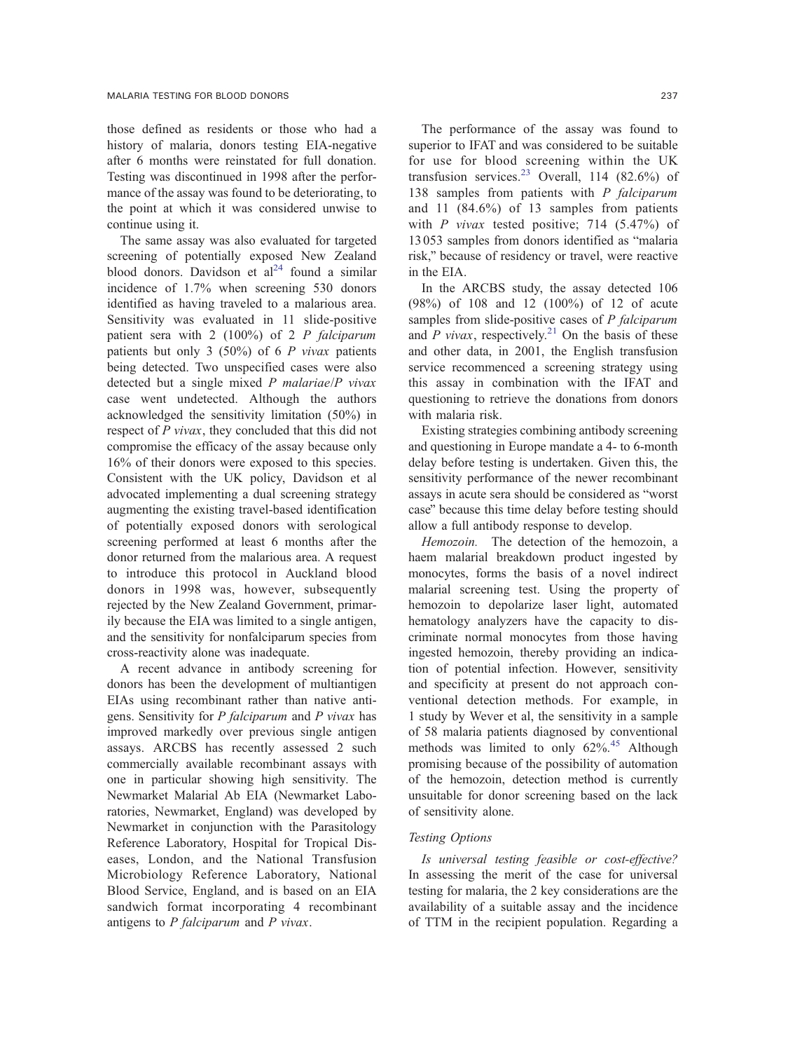those defined as residents or those who had a history of malaria, donors testing EIA-negative after 6 months were reinstated for full donation. Testing was discontinued in 1998 after the performance of the assay was found to be deteriorating, to the point at which it was considered unwise to continue using it.

The same assay was also evaluated for targeted screening of potentially exposed New Zealand blood donors. Davidson et al[24] found a similar incidence of 1.7% when screening 530 donors identified as having traveled to a malarious area. Sensitivity was evaluated in 11 slide-positive patient sera with 2 (100%) of 2 *P falciparum* patients but only 3 (50%) of 6 *P vivax* patients being detected. Two unspecified cases were also detected but a single mixed *P malariae*/*P vivax* case went undetected. Although the authors acknowledged the sensitivity limitation (50%) in respect of *P vivax*, they concluded that this did not compromise the efficacy of the assay because only 16% of their donors were exposed to this species. Consistent with the UK policy, Davidson et al advocated implementing a dual screening strategy augmenting the existing travel-based identification of potentially exposed donors with serological screening performed at least 6 months after the donor returned from the malarious area. A request to introduce this protocol in Auckland blood donors in 1998 was, however, subsequently rejected by the New Zealand Government, primarily because the EIA was limited to a single antigen, and the sensitivity for nonfalciparum species from cross-reactivity alone was inadequate.

A recent advance in antibody screening for donors has been the development of multiantigen EIAs using recombinant rather than native antigens. Sensitivity for *P falciparum* and *P vivax* has improved markedly over previous single antigen assays. ARCBS has recently assessed 2 such commercially available recombinant assays with one in particular showing high sensitivity. The Newmarket Malarial Ab EIA (Newmarket Laboratories, Newmarket, England) was developed by Newmarket in conjunction with the Parasitology Reference Laboratory, Hospital for Tropical Diseases, London, and the National Transfusion Microbiology Reference Laboratory, National Blood Service, England, and is based on an EIA sandwich format incorporating 4 recombinant antigens to *P falciparum* and *P vivax*.

The performance of the assay was found to superior to IFAT and was considered to be suitable for use for blood screening within the UK transfusion services.[23] Overall, 114 (82.6%) of 138 samples from patients with *P falciparum* and 11 (84.6%) of 13 samples from patients with *P vivax* tested positive; 714 (5.47%) of 13 053 samples from donors identified as "malaria risk," because of residency or travel, were reactive in the EIA.

In the ARCBS study, the assay detected 106 (98%) of 108 and 12 (100%) of 12 of acute samples from slide-positive cases of *P falciparum* and *P vivax*, respectively.[21] On the basis of these and other data, in 2001, the English transfusion service recommenced a screening strategy using this assay in combination with the IFAT and questioning to retrieve the donations from donors with malaria risk.

Existing strategies combining antibody screening and questioning in Europe mandate a 4- to 6-month delay before testing is undertaken. Given this, the sensitivity performance of the newer recombinant assays in acute sera should be considered as "worst case" because this time delay before testing should allow a full antibody response to develop.

*Hemozoin.* The detection of the hemozoin, a haem malarial breakdown product ingested by monocytes, forms the basis of a novel indirect malarial screening test. Using the property of hemozoin to depolarize laser light, automated hematology analyzers have the capacity to discriminate normal monocytes from those having ingested hemozoin, thereby providing an indication of potential infection. However, sensitivity and specificity at present do not approach conventional detection methods. For example, in 1 study by Wever et al, the sensitivity in a sample of 58 malaria patients diagnosed by conventional methods was limited to only 62%.[45] Although promising because of the possibility of automation of the hemozoin, detection method is currently unsuitable for donor screening based on the lack of sensitivity alone.

### Testing Options

*Is universal testing feasible or cost-effective?* In assessing the merit of the case for universal testing for malaria, the 2 key considerations are the availability of a suitable assay and the incidence of TTM in the recipient population. Regarding a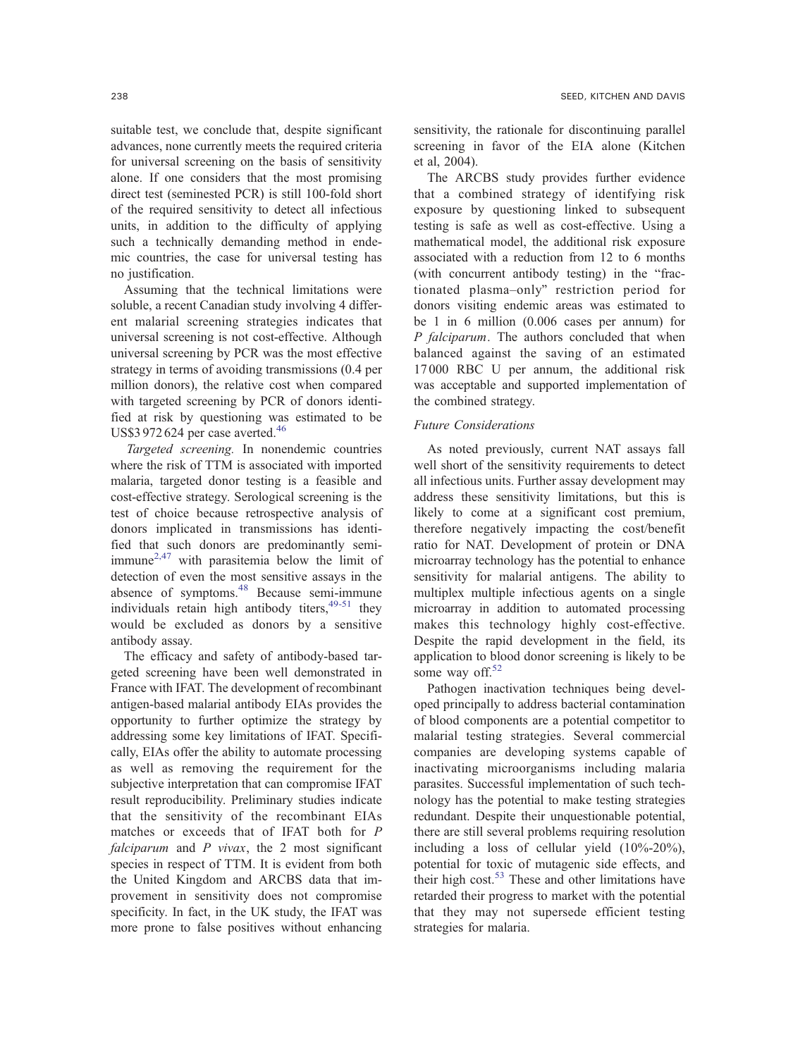suitable test, we conclude that, despite significant advances, none currently meets the required criteria for universal screening on the basis of sensitivity alone. If one considers that the most promising direct test (seminested PCR) is still 100-fold short of the required sensitivity to detect all infectious units, in addition to the difficulty of applying such a technically demanding method in endemic countries, the case for universal testing has no justification.

Assuming that the technical limitations were soluble, a recent Canadian study involving 4 different malarial screening strategies indicates that universal screening is not cost-effective. Although universal screening by PCR was the most effective strategy in terms of avoiding transmissions (0.4 per million donors), the relative cost when compared with targeted screening by PCR of donors identified at risk by questioning was estimated to be US$3 972 624 per case averted.[46]

*Targeted screening.* In nonendemic countries where the risk of TTM is associated with imported malaria, targeted donor testing is a feasible and cost-effective strategy. Serological screening is the test of choice because retrospective analysis of donors implicated in transmissions has identified that such donors are predominantly semi-immune[2,47] with parasitemia below the limit of detection of even the most sensitive assays in the absence of symptoms.[48] Because semi-immune individuals retain high antibody titers,[49-51] they would be excluded as donors by a sensitive antibody assay.

The efficacy and safety of antibody-based targeted screening have been well demonstrated in France with IFAT. The development of recombinant antigen-based malarial antibody EIAs provides the opportunity to further optimize the strategy by addressing some key limitations of IFAT. Specifically, EIAs offer the ability to automate processing as well as removing the requirement for the subjective interpretation that can compromise IFAT result reproducibility. Preliminary studies indicate that the sensitivity of the recombinant EIAs matches or exceeds that of IFAT both for *P falciparum* and *P vivax*, the 2 most significant species in respect of TTM. It is evident from both the United Kingdom and ARCBS data that improvement in sensitivity does not compromise specificity. In fact, in the UK study, the IFAT was more prone to false positives without enhancing sensitivity, the rationale for discontinuing parallel screening in favor of the EIA alone (Kitchen et al, 2004).

The ARCBS study provides further evidence that a combined strategy of identifying risk exposure by questioning linked to subsequent testing is safe as well as cost-effective. Using a mathematical model, the additional risk exposure associated with a reduction from 12 to 6 months (with concurrent antibody testing) in the "fractionated plasma–only" restriction period for donors visiting endemic areas was estimated to be 1 in 6 million (0.006 cases per annum) for *P falciparum*. The authors concluded that when balanced against the saving of an estimated 17 000 RBC U per annum, the additional risk was acceptable and supported implementation of the combined strategy.

### *Future Considerations*

As noted previously, current NAT assays fall well short of the sensitivity requirements to detect all infectious units. Further assay development may address these sensitivity limitations, but this is likely to come at a significant cost premium, therefore negatively impacting the cost/benefit ratio for NAT. Development of protein or DNA microarray technology has the potential to enhance sensitivity for malarial antigens. The ability to multiplex multiple infectious agents on a single microarray in addition to automated processing makes this technology highly cost-effective. Despite the rapid development in the field, its application to blood donor screening is likely to be some way off.[52]

Pathogen inactivation techniques being developed principally to address bacterial contamination of blood components are a potential competitor to malarial testing strategies. Several commercial companies are developing systems capable of inactivating microorganisms including malaria parasites. Successful implementation of such technology has the potential to make testing strategies redundant. Despite their unquestionable potential, there are still several problems requiring resolution including a loss of cellular yield (10%-20%), potential for toxic of mutagenic side effects, and their high cost.[53] These and other limitations have retarded their progress to market with the potential that they may not supersede efficient testing strategies for malaria.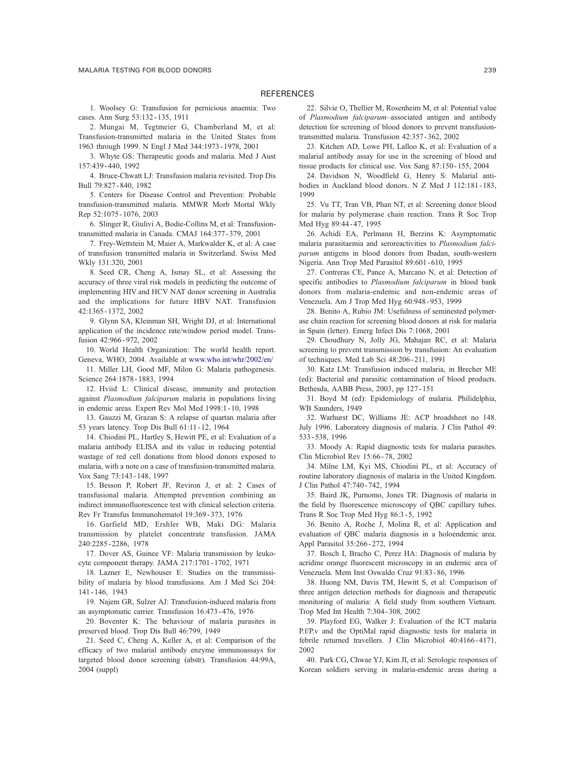## REFERENCES

1. Woolsey G: Transfusion for pernicious anaemia: Two cases. Ann Surg 53:132-135, 1911

2. Mungai M, Tegtmeier G, Chamberland M, et al: Transfusion-transmitted malaria in the United States from 1963 through 1999. N Engl J Med 344:1973-1978, 2001

3. Whyte GS: Therapeutic goods and malaria. Med J Aust 157:439-440, 1992

4. Bruce-Chwatt LJ: Transfusion malaria revisited. Trop Dis Bull 79:827-840, 1982

5. Centers for Disease Control and Prevention: Probable transfusion-transmitted malaria. MMWR Morb Mortal Wkly Rep 52:1075-1076, 2003

6. Slinger R, Giulivi A, Bodie-Collins M, et al: Transfusion-transmitted malaria in Canada. CMAJ 164:377-379, 2001

7. Frey-Wettstein M, Maier A, Markwalder K, et al: A case of transfusion transmitted malaria in Switzerland. Swiss Med Wkly 131:320, 2001

8. Seed CR, Cheng A, Ismay SL, et al: Assessing the accuracy of three viral risk models in predicting the outcome of implementing HIV and HCV NAT donor screening in Australia and the implications for future HBV NAT. Transfusion 42:1365-1372, 2002

9. Glynn SA, Kleinman SH, Wright DJ, et al: International application of the incidence rate/window period model. Transfusion 42:966-972, 2002

10. World Health Organization: The world health report. Geneva, WHO, 2004. Available at www.who.int/whr/2002/en/

11. Miller LH, Good MF, Milon G: Malaria pathogenesis. Science 264:1878-1883, 1994

12. Hviid L: Clinical disease, immunity and protection against *Plasmodium falciparum* malaria in populations living in endemic areas. Expert Rev Mol Med 1998:1-10, 1998

13. Gauzzi M, Grazan S: A relapse of quartan malaria after 53 years latency. Trop Dis Bull 61:11-12, 1964

14. Chiodini PL, Hartley S, Hewitt PE, et al: Evaluation of a malaria antibody ELISA and its value in reducing potential wastage of red cell donations from blood donors exposed to malaria, with a note on a case of transfusion-transmitted malaria. Vox Sang 73:143-148, 1997

15. Besson P, Robert JF, Reviron J, et al: 2 Cases of transfusional malaria. Attempted prevention combining an indirect immunofluorescence test with clinical selection criteria. Rev Fr Transfus Immunohematol 19:369-373, 1976

16. Garfield MD, Ershler WB, Maki DG: Malaria transmission by platelet concentrate transfusion. JAMA 240:2285-2286, 1978

17. Dover AS, Guinee VF: Malaria transmission by leukocyte component therapy. JAMA 217:1701-1702, 1971

18. Lazner E, Newhouser E: Studies on the transmissibility of malaria by blood transfusions. Am J Med Sci 204: 141-146, 1943

19. Najem GR, Sulzer AJ: Transfusion-induced malaria from an asymptomatic carrier. Transfusion 16:473-476, 1976

20. Boventer K: The behaviour of malaria parasites in preserved blood. Trop Dis Bull 46:799, 1949

21. Seed C, Cheng A, Keller A, et al: Comparison of the efficacy of two malarial antibody enzyme immunoassays for targeted blood donor screening (abstr). Transfusion 44:99A, 2004 (suppl)

22. Silvie O, Thellier M, Rosenheim M, et al: Potential value of *Plasmodium falciparum*–associated antigen and antibody detection for screening of blood donors to prevent transfusion-transmitted malaria. Transfusion 42:357-362, 2002

23. Kitchen AD, Lowe PH, Lalloo K, et al: Evaluation of a malarial antibody assay for use in the screening of blood and tissue products for clinical use. Vox Sang 87:150-155, 2004

24. Davidson N, Woodfield G, Henry S: Malarial antibodies in Auckland blood donors. N Z Med J 112:181-183, 1999

25. Vu TT, Tran VB, Phan NT, et al: Screening donor blood for malaria by polymerase chain reaction. Trans R Soc Trop Med Hyg 89:44-47, 1995

26. Achidi EA, Perlmann H, Berzins K: Asymptomatic malaria parasitaemia and seroreactivities to *Plasmodium falciparum* antigens in blood donors from Ibadan, south-western Nigeria. Ann Trop Med Parasitol 89:601-610, 1995

27. Contreras CE, Pance A, Marcano N, et al: Detection of specific antibodies to *Plasmodium falciparum* in blood bank donors from malaria-endemic and non-endemic areas of Venezuela. Am J Trop Med Hyg 60:948-953, 1999

28. Benito A, Rubio JM: Usefulness of seminested polymerase chain reaction for screening blood donors at risk for malaria in Spain (letter). Emerg Infect Dis 7:1068, 2001

29. Choudhury N, Jolly JG, Mahajan RC, et al: Malaria screening to prevent transmission by transfusion: An evaluation of techniques. Med Lab Sci 48:206-211, 1991

30. Katz LM: Transfusion induced malaria, in Brecher ME (ed): Bacterial and parasitic contamination of blood products. Bethesda, AABB Press, 2003, pp 127-151

31. Boyd M (ed): Epidemiology of malaria. Philidelphia, WB Saunders, 1949

32. Warhurst DC, Williams JE: ACP broadsheet no 148. July 1996. Laboratory diagnosis of malaria. J Clin Pathol 49: 533-538, 1996

33. Moody A: Rapid diagnostic tests for malaria parasites. Clin Microbiol Rev 15:66-78, 2002

34. Milne LM, Kyi MS, Chiodini PL, et al: Accuracy of routine laboratory diagnosis of malaria in the United Kingdom. J Clin Pathol 47:740-742, 1994

35. Baird JK, Purnomo, Jones TR: Diagnosis of malaria in the field by fluorescence microscopy of QBC capillary tubes. Trans R Soc Trop Med Hyg 86:3-5, 1992

36. Benito A, Roche J, Molina R, et al: Application and evaluation of QBC malaria diagnosis in a holoendemic area. Appl Parasitol 35:266-272, 1994

37. Bosch I, Bracho C, Perez HA: Diagnosis of malaria by acridine orange fluorescent microscopy in an endemic area of Venezuela. Mem Inst Oswaldo Cruz 91:83-86, 1996

38. Huong NM, Davis TM, Hewitt S, et al: Comparison of three antigen detection methods for diagnosis and therapeutic monitoring of malaria: A field study from southern Vietnam. Trop Med Int Health 7:304-308, 2002

39. Playford EG, Walker J: Evaluation of the ICT malaria P.f/P.v and the OptiMal rapid diagnostic tests for malaria in febrile returned travellers. J Clin Microbiol 40:4166-4171, 2002

40. Park CG, Chwae YJ, Kim JI, et al: Serologic responses of Korean soldiers serving in malaria-endemic areas during a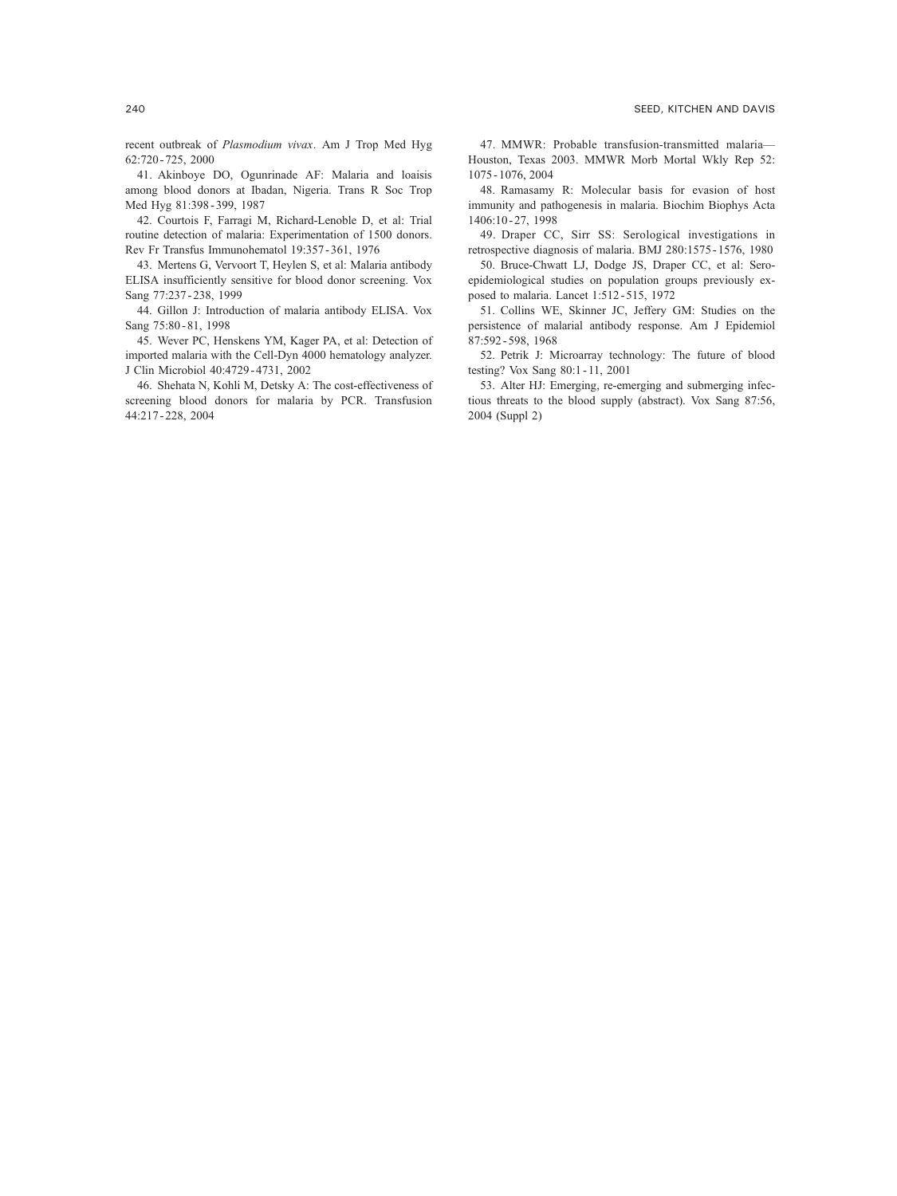recent outbreak of *Plasmodium vivax*. Am J Trop Med Hyg 62:720-725, 2000

41. Akinboye DO, Ogunrinade AF: Malaria and loaisis among blood donors at Ibadan, Nigeria. Trans R Soc Trop Med Hyg 81:398-399, 1987

42. Courtois F, Farragi M, Richard-Lenoble D, et al: Trial routine detection of malaria: Experimentation of 1500 donors. Rev Fr Transfus Immunohematol 19:357-361, 1976

43. Mertens G, Vervoort T, Heylen S, et al: Malaria antibody ELISA insufficiently sensitive for blood donor screening. Vox Sang 77:237-238, 1999

44. Gillon J: Introduction of malaria antibody ELISA. Vox Sang 75:80-81, 1998

45. Wever PC, Henskens YM, Kager PA, et al: Detection of imported malaria with the Cell-Dyn 4000 hematology analyzer. J Clin Microbiol 40:4729-4731, 2002

46. Shehata N, Kohli M, Detsky A: The cost-effectiveness of screening blood donors for malaria by PCR. Transfusion 44:217-228, 2004

47. MMWR: Probable transfusion-transmitted malaria—Houston, Texas 2003. MMWR Morb Mortal Wkly Rep 52: 1075-1076, 2004

48. Ramasamy R: Molecular basis for evasion of host immunity and pathogenesis in malaria. Biochim Biophys Acta 1406:10-27, 1998

49. Draper CC, Sirr SS: Serological investigations in retrospective diagnosis of malaria. BMJ 280:1575-1576, 1980

50. Bruce-Chwatt LJ, Dodge JS, Draper CC, et al: Sero-epidemiological studies on population groups previously exposed to malaria. Lancet 1:512-515, 1972

51. Collins WE, Skinner JC, Jeffery GM: Studies on the persistence of malarial antibody response. Am J Epidemiol 87:592-598, 1968

52. Petrik J: Microarray technology: The future of blood testing? Vox Sang 80:1-11, 2001

53. Alter HJ: Emerging, re-emerging and submerging infectious threats to the blood supply (abstract). Vox Sang 87:56, 2004 (Suppl 2)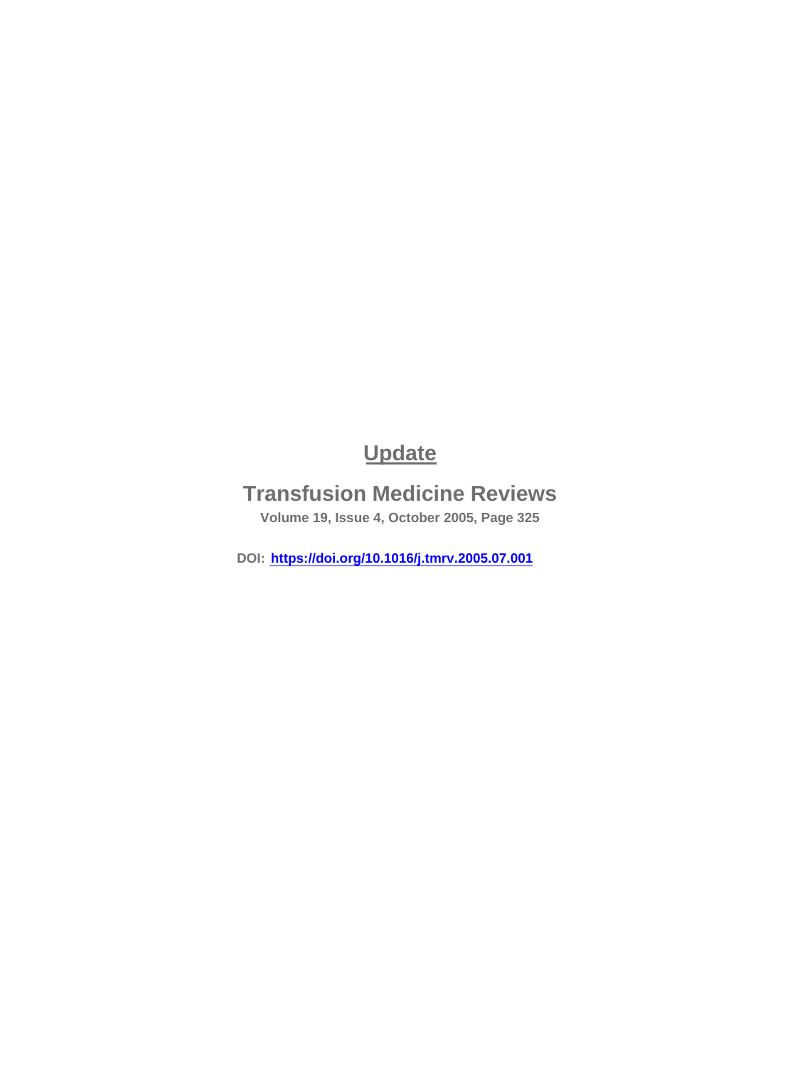# Update

## Transfusion Medicine Reviews

**Volume 19, Issue 4, October 2005, Page 325**

**DOI:** https://doi.org/10.1016/j.tmrv.2005.07.001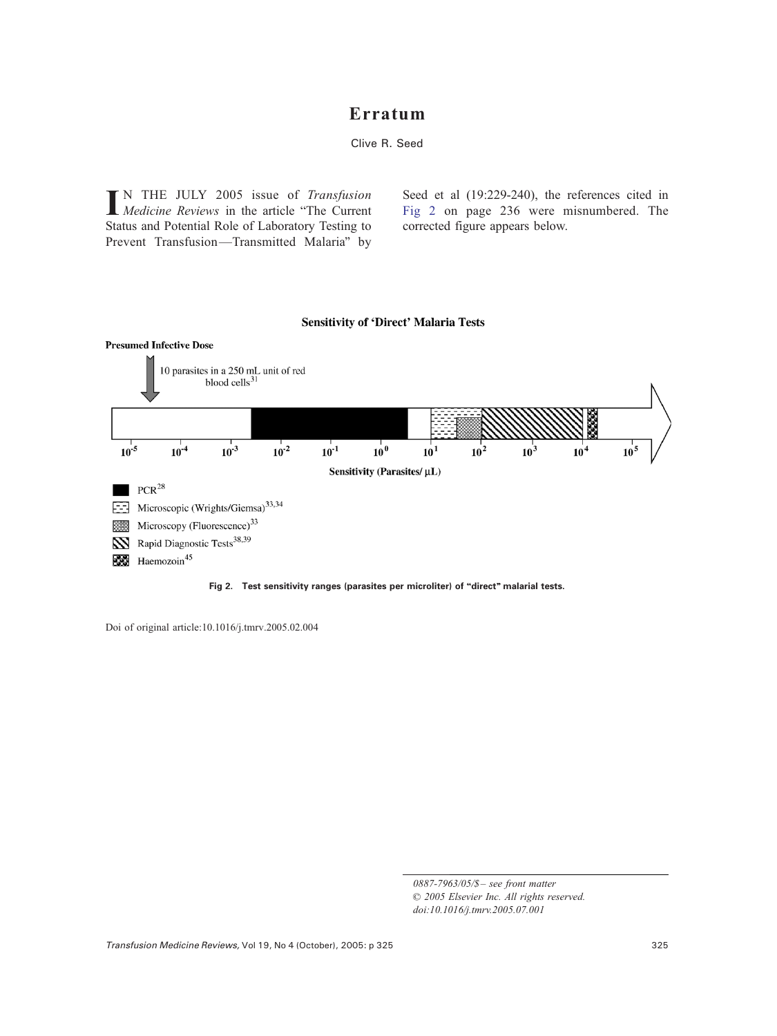# Erratum

Clive R. Seed

IN THE JULY 2005 issue of *Transfusion Medicine Reviews* in the article "The Current Status and Potential Role of Laboratory Testing to Prevent Transfusion—Transmitted Malaria" by Seed et al (19:229-240), the references cited in Fig 2 on page 236 were misnumbered. The corrected figure appears below.

**Sensitivity of 'Direct' Malaria Tests**

**Presumed Infective Dose**

10 parasites in a 250 mL unit of red blood cells[31]

$10^{-5}$ $10^{-4}$ $10^{-3}$ $10^{-2}$ $10^{-1}$ $10^{0}$ $10^{1}$ $10^{2}$ $10^{3}$ $10^{4}$ $10^{5}$

**Sensitivity (Parasites/ µL)**

PCR[28]

Microscopic (Wrights/Giemsa)[33,34]

Microscopy (Fluorescence)[33]

Rapid Diagnostic Tests[38,39]

Haemozoin[45]

**Fig 2. Test sensitivity ranges (parasites per microliter) of "direct" malarial tests.**

Doi of original article:10.1016/j.tmrv.2005.02.004

*0887-7963/05/$ – see front matter*
*© 2005 Elsevier Inc. All rights reserved.*
*doi:10.1016/j.tmrv.2005.07.001*